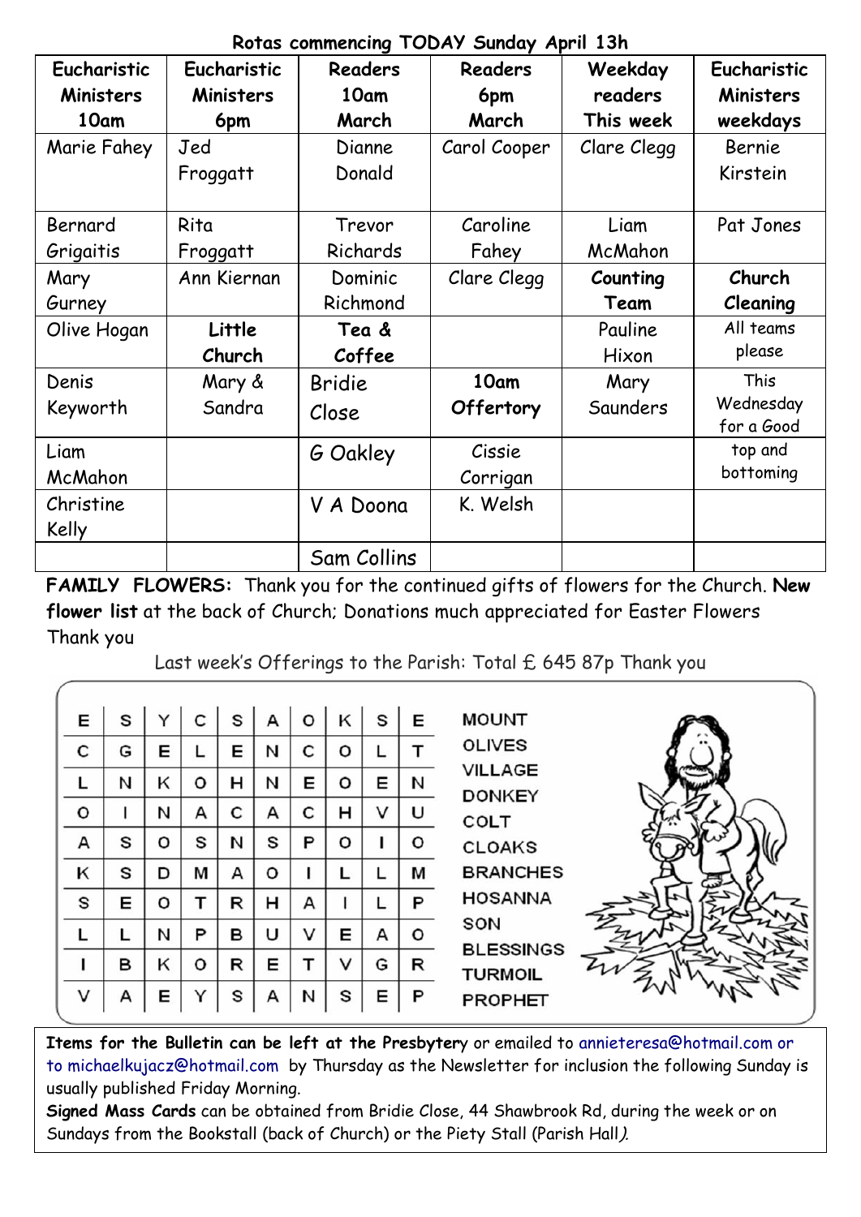**Rotas commencing TODAY Sunday April 13h**

| Eucharistic Ministers 10am | Eucharistic Ministers 6pm | Readers 10am March | Readers 6pm March | Weekday readers This week | Eucharistic Ministers weekdays |
|---|---|---|---|---|---|
| Marie Fahey | Jed Froggatt | Dianne Donald | Carol Cooper | Clare Clegg | Bernie Kirstein |
| Bernard Grigaitis | Rita Froggatt | Trevor Richards | Caroline Fahey | Liam McMahon | Pat Jones |
| Mary Gurney | Ann Kiernan | Dominic Richmond | Clare Clegg | **Counting Team** | **Church Cleaning** |
| Olive Hogan | **Little Church** | **Tea & Coffee** | | Pauline Hixon | All teams please |
| Denis Keyworth | Mary & Sandra | Bridie Close | **10am Offertory** | Mary Saunders | This Wednesday for a Good |
| Liam McMahon | | G Oakley | Cissie Corrigan | | top and bottoming |
| Christine Kelly | | V A Doona | K. Welsh | | |
| | | Sam Collins | | | |

**FAMILY FLOWERS:** Thank you for the continued gifts of flowers for the Church. **New flower list** at the back of Church; Donations much appreciated for Easter Flowers Thank you

Last week's Offerings to the Parish: Total £ 645 87p Thank you

| | | | | | | | | | |
|---|---|---|---|---|---|---|---|---|---|
| E | S | Y | C | S | A | O | K | S | E |
| C | G | E | L | E | N | C | O | L | T |
| L | N | K | O | H | N | E | O | E | N |
| O | I | N | A | C | A | C | H | V | U |
| A | S | O | S | N | S | P | O | I | O |
| K | S | D | M | A | O | I | L | L | M |
| S | E | O | T | R | H | A | I | L | P |
| L | L | N | P | B | U | V | E | A | O |
| I | B | K | O | R | E | T | V | G | R |
| V | A | E | Y | S | A | N | S | E | P |

MOUNT
OLIVES
VILLAGE
DONKEY
COLT
CLOAKS
BRANCHES
HOSANNA
SON
BLESSINGS
TURMOIL
PROPHET

**Items for the Bulletin can be left at the Presbytery** or emailed to annieteresa@hotmail.com or to michaelkujacz@hotmail.com by Thursday as the Newsletter for inclusion the following Sunday is usually published Friday Morning.

**Signed Mass Cards** can be obtained from Bridie Close, 44 Shawbrook Rd, during the week or on Sundays from the Bookstall (back of Church) or the Piety Stall (Parish Hall*).*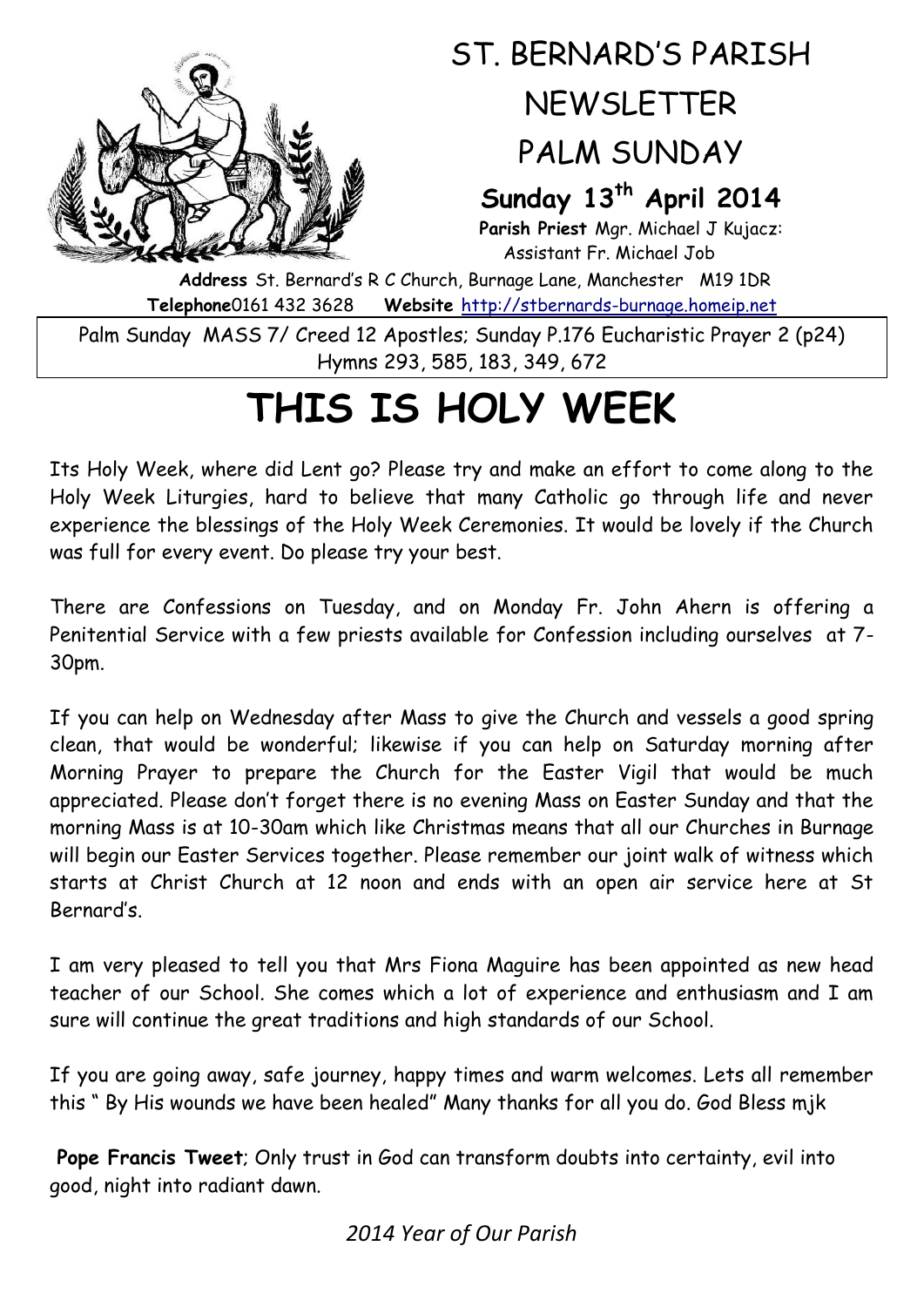# ST. BERNARD'S PARISH NEWSLETTER PALM SUNDAY

## Sunday 13th April 2014

**Parish Priest** Mgr. Michael J Kujacz: Assistant Fr. Michael Job

**Address** St. Bernard's R C Church, Burnage Lane, Manchester M19 1DR
**Telephone**0161 432 3628 **Website** http://stbernards-burnage.homeip.net

Palm Sunday MASS 7/ Creed 12 Apostles; Sunday P.176 Eucharistic Prayer 2 (p24) Hymns 293, 585, 183, 349, 672

# THIS IS HOLY WEEK

Its Holy Week, where did Lent go? Please try and make an effort to come along to the Holy Week Liturgies, hard to believe that many Catholic go through life and never experience the blessings of the Holy Week Ceremonies. It would be lovely if the Church was full for every event. Do please try your best.

There are Confessions on Tuesday, and on Monday Fr. John Ahern is offering a Penitential Service with a few priests available for Confession including ourselves at 7-30pm.

If you can help on Wednesday after Mass to give the Church and vessels a good spring clean, that would be wonderful; likewise if you can help on Saturday morning after Morning Prayer to prepare the Church for the Easter Vigil that would be much appreciated. Please don't forget there is no evening Mass on Easter Sunday and that the morning Mass is at 10-30am which like Christmas means that all our Churches in Burnage will begin our Easter Services together. Please remember our joint walk of witness which starts at Christ Church at 12 noon and ends with an open air service here at St Bernard's.

I am very pleased to tell you that Mrs Fiona Maguire has been appointed as new head teacher of our School. She comes which a lot of experience and enthusiasm and I am sure will continue the great traditions and high standards of our School.

If you are going away, safe journey, happy times and warm welcomes. Lets all remember this " By His wounds we have been healed" Many thanks for all you do. God Bless mjk

**Pope Francis Tweet**; Only trust in God can transform doubts into certainty, evil into good, night into radiant dawn.

*2014 Year of Our Parish*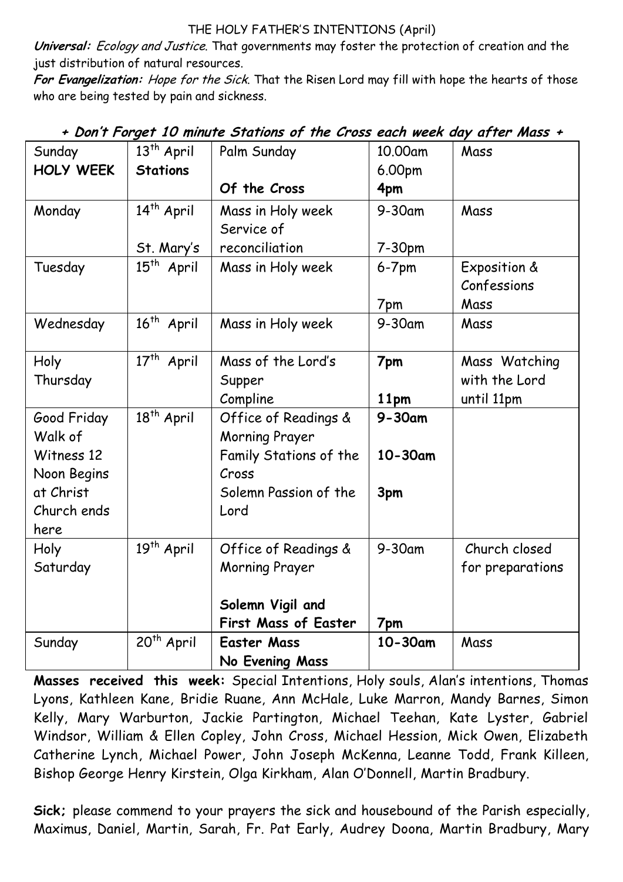THE HOLY FATHER'S INTENTIONS (April)

***Universal:*** *Ecology and Justice*. That governments may foster the protection of creation and the just distribution of natural resources.

***For Evangelization:*** *Hope for the Sick*. That the Risen Lord may fill with hope the hearts of those who are being tested by pain and sickness.

***+ Don't Forget 10 minute Stations of the Cross each week day after Mass +***

| | | | | |
|---|---|---|---|---|
| Sunday **HOLY WEEK** | 13th April **Stations** | Palm Sunday **Of the Cross** | 10.00am 6.00pm **4pm** | Mass |
| Monday | 14th April St. Mary's | Mass in Holy week Service of reconciliation | 9-30am 7-30pm | Mass |
| Tuesday | 15th April | Mass in Holy week | 6-7pm 7pm | Exposition & Confessions Mass |
| Wednesday | 16th April | Mass in Holy week | 9-30am | Mass |
| Holy Thursday | 17th April | Mass of the Lord's Supper Compline | **7pm** **11pm** | Mass Watching with the Lord until 11pm |
| Good Friday Walk of Witness 12 Noon Begins at Christ Church ends here | 18th April | Office of Readings & Morning Prayer Family Stations of the Cross Solemn Passion of the Lord | **9-30am** **10-30am** **3pm** | |
| Holy Saturday | 19th April | Office of Readings & Morning Prayer **Solemn Vigil and First Mass of Easter** | 9-30am **7pm** | Church closed for preparations |
| Sunday | 20th April | **Easter Mass No Evening Mass** | **10-30am** | Mass |

**Masses received this week:** Special Intentions, Holy souls, Alan's intentions, Thomas Lyons, Kathleen Kane, Bridie Ruane, Ann McHale, Luke Marron, Mandy Barnes, Simon Kelly, Mary Warburton, Jackie Partington, Michael Teehan, Kate Lyster, Gabriel Windsor, William & Ellen Copley, John Cross, Michael Hession, Mick Owen, Elizabeth Catherine Lynch, Michael Power, John Joseph McKenna, Leanne Todd, Frank Killeen, Bishop George Henry Kirstein, Olga Kirkham, Alan O'Donnell, Martin Bradbury.

**Sick;** please commend to your prayers the sick and housebound of the Parish especially, Maximus, Daniel, Martin, Sarah, Fr. Pat Early, Audrey Doona, Martin Bradbury, Mary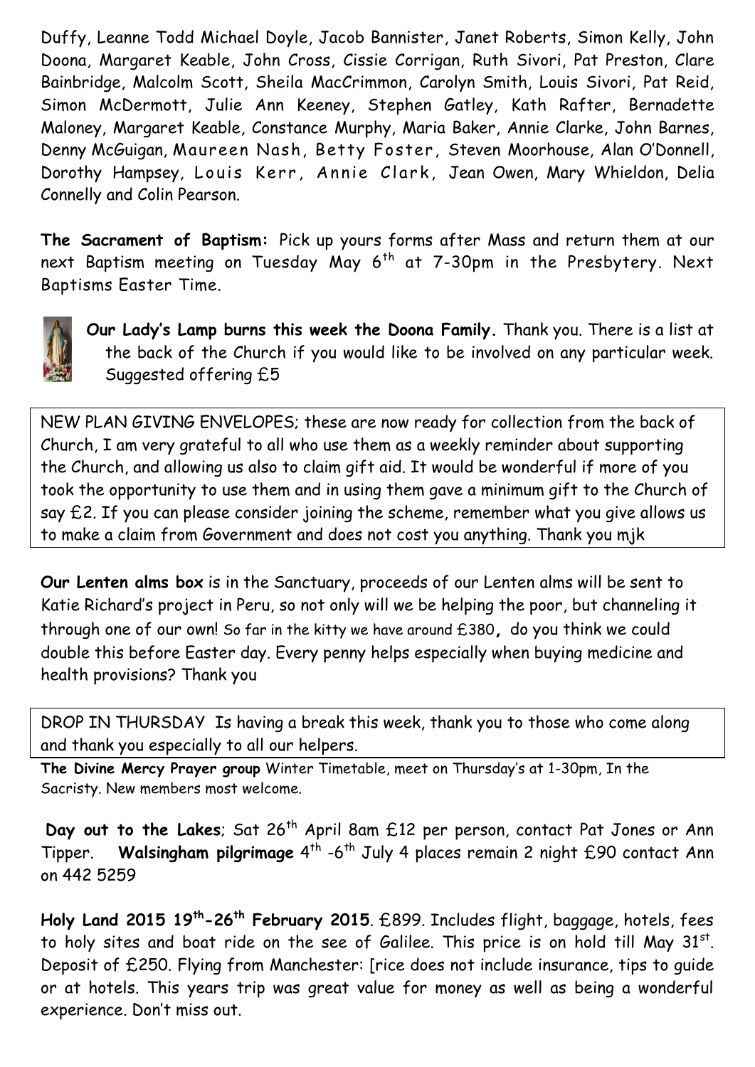Duffy, Leanne Todd Michael Doyle, Jacob Bannister, Janet Roberts, Simon Kelly, John Doona, Margaret Keable, John Cross, Cissie Corrigan, Ruth Sivori, Pat Preston, Clare Bainbridge, Malcolm Scott, Sheila MacCrimmon, Carolyn Smith, Louis Sivori, Pat Reid, Simon McDermott, Julie Ann Keeney, Stephen Gatley, Kath Rafter, Bernadette Maloney, Margaret Keable, Constance Murphy, Maria Baker, Annie Clarke, John Barnes, Denny McGuigan, Maureen Nash, Betty Foster, Steven Moorhouse, Alan O'Donnell, Dorothy Hampsey, Louis Kerr, Annie Clark, Jean Owen, Mary Whieldon, Delia Connelly and Colin Pearson.

**The Sacrament of Baptism:** Pick up yours forms after Mass and return them at our next Baptism meeting on Tuesday May 6th at 7-30pm in the Presbytery. Next Baptisms Easter Time.

**Our Lady's Lamp burns this week the Doona Family.** Thank you. There is a list at the back of the Church if you would like to be involved on any particular week. Suggested offering £5

NEW PLAN GIVING ENVELOPES; these are now ready for collection from the back of Church, I am very grateful to all who use them as a weekly reminder about supporting the Church, and allowing us also to claim gift aid. It would be wonderful if more of you took the opportunity to use them and in using them gave a minimum gift to the Church of say £2. If you can please consider joining the scheme, remember what you give allows us to make a claim from Government and does not cost you anything. Thank you mjk

**Our Lenten alms box** is in the Sanctuary, proceeds of our Lenten alms will be sent to Katie Richard's project in Peru, so not only will we be helping the poor, but channeling it through one of our own! So far in the kitty we have around £380**,** do you think we could double this before Easter day. Every penny helps especially when buying medicine and health provisions? Thank you

DROP IN THURSDAY Is having a break this week, thank you to those who come along and thank you especially to all our helpers.

**The Divine Mercy Prayer group** Winter Timetable, meet on Thursday's at 1-30pm, In the Sacristy. New members most welcome.

**Day out to the Lakes**; Sat 26th April 8am £12 per person, contact Pat Jones or Ann Tipper. **Walsingham pilgrimage** 4th -6th July 4 places remain 2 night £90 contact Ann on 442 5259

**Holy Land 2015 19th-26th February 2015**. £899. Includes flight, baggage, hotels, fees to holy sites and boat ride on the see of Galilee. This price is on hold till May 31st. Deposit of £250. Flying from Manchester: [rice does not include insurance, tips to guide or at hotels. This years trip was great value for money as well as being a wonderful experience. Don't miss out.